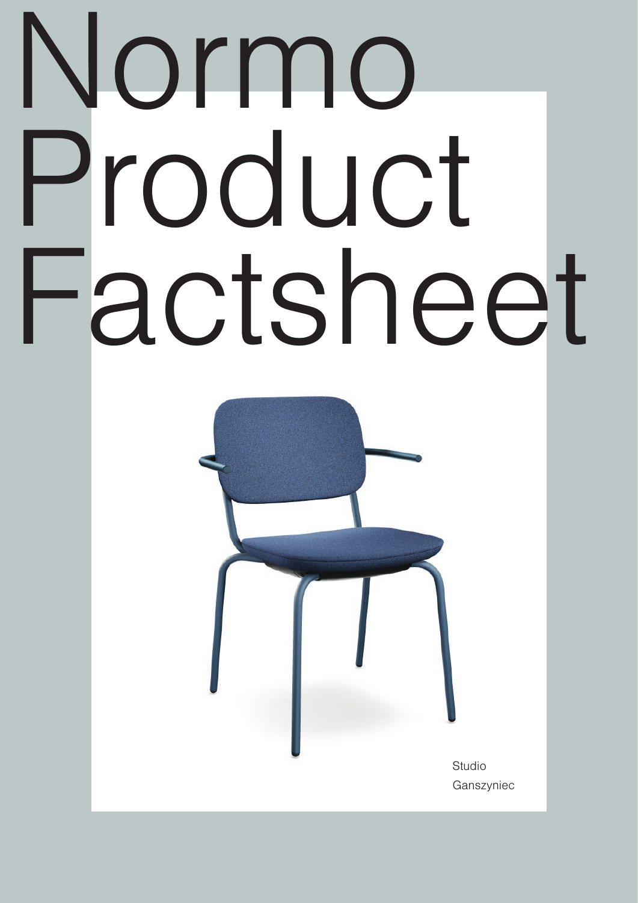# Normo Product Factsheet

Studio Ganszyniec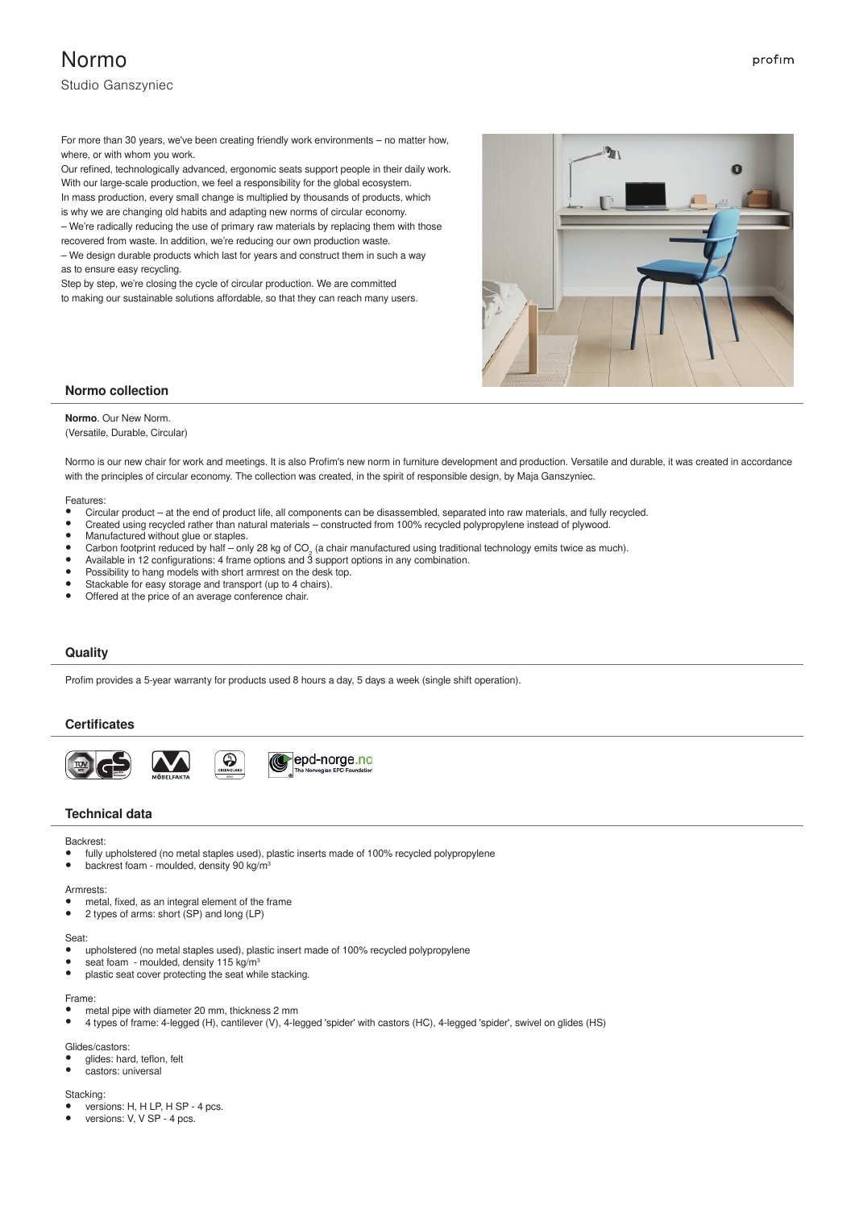# Normo

Studio Ganszyniec

For more than 30 years, we've been creating friendly work environments – no matter how, where, or with whom you work.
Our refined, technologically advanced, ergonomic seats support people in their daily work. With our large-scale production, we feel a responsibility for the global ecosystem.
In mass production, every small change is multiplied by thousands of products, which is why we are changing old habits and adapting new norms of circular economy.
– We're radically reducing the use of primary raw materials by replacing them with those recovered from waste. In addition, we're reducing our own production waste.
– We design durable products which last for years and construct them in such a way as to ensure easy recycling.
Step by step, we're closing the cycle of circular production. We are committed to making our sustainable solutions affordable, so that they can reach many users.

## Normo collection

**Normo**. Our New Norm.
(Versatile, Durable, Circular)

Normo is our new chair for work and meetings. It is also Profim's new norm in furniture development and production. Versatile and durable, it was created in accordance with the principles of circular economy. The collection was created, in the spirit of responsible design, by Maja Ganszyniec.

Features:

- Circular product – at the end of product life, all components can be disassembled, separated into raw materials, and fully recycled.
- Created using recycled rather than natural materials – constructed from 100% recycled polypropylene instead of plywood.
- Manufactured without glue or staples.
- Carbon footprint reduced by half – only 28 kg of $CO_2$ (a chair manufactured using traditional technology emits twice as much).
- Available in 12 configurations: 4 frame options and 3 support options in any combination.
- Possibility to hang models with short armrest on the desk top.
- Stackable for easy storage and transport (up to 4 chairs).
- Offered at the price of an average conference chair.

## Quality

Profim provides a 5-year warranty for products used 8 hours a day, 5 days a week (single shift operation).

## Certificates

## Technical data

Backrest:

- fully upholstered (no metal staples used), plastic inserts made of 100% recycled polypropylene
- backrest foam - moulded, density 90 kg/m$^3$

Armrests:

- metal, fixed, as an integral element of the frame
- 2 types of arms: short (SP) and long (LP)

Seat:

- upholstered (no metal staples used), plastic insert made of 100% recycled polypropylene
- seat foam - moulded, density 115 kg/m$^3$
- plastic seat cover protecting the seat while stacking.

Frame:

- metal pipe with diameter 20 mm, thickness 2 mm
- 4 types of frame: 4-legged (H), cantilever (V), 4-legged 'spider' with castors (HC), 4-legged 'spider', swivel on glides (HS)

Glides/castors:

- glides: hard, teflon, felt
- castors: universal

Stacking:

- versions: H, H LP, H SP - 4 pcs.
- versions: V, V SP - 4 pcs.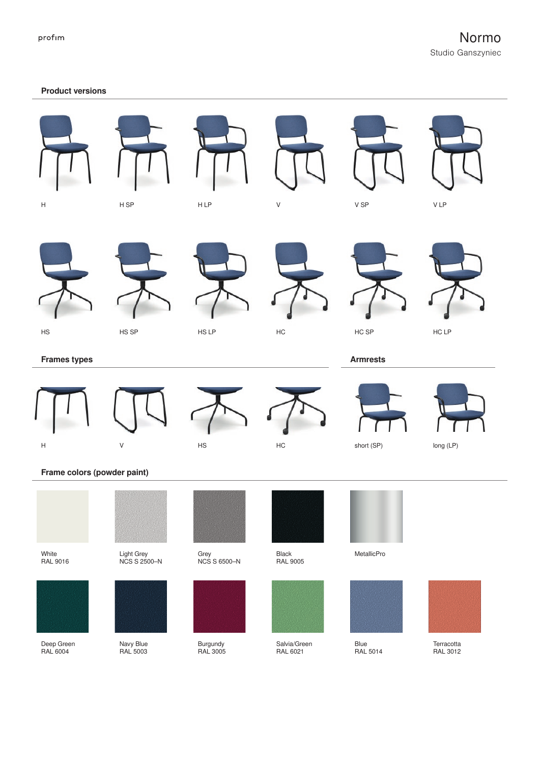# Normo

Studio Ganszyniec

## Product versions

H

H SP

H LP

V

V SP

V LP

HS

HS SP

HS LP

HC

HC SP

HC LP

## Frames types

H

V

HS

HC

## Armrests

short (SP)

long (LP)

## Frame colors (powder paint)

White
RAL 9016

Light Grey
NCS S 2500–N

Grey
NCS S 6500–N

Black
RAL 9005

MetallicPro

Deep Green
RAL 6004

Navy Blue
RAL 5003

Burgundy
RAL 3005

Salvia/Green
RAL 6021

Blue
RAL 5014

Terracotta
RAL 3012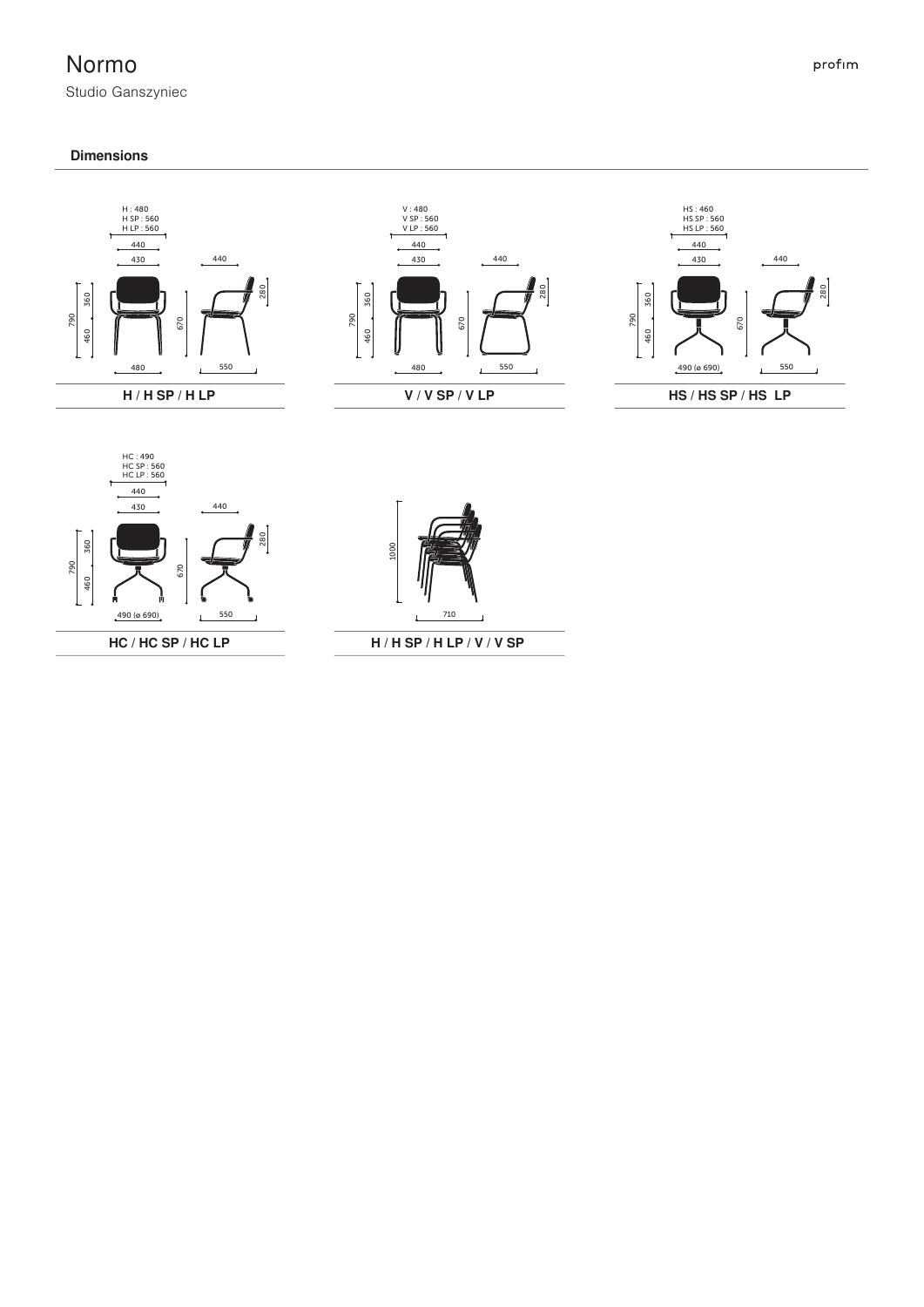# Normo

Studio Ganszyniec

profim

## Dimensions

H : 480
H SP : 560
H LP : 560
440
430
440
790
360
460
670
280
480
550

**H / H SP / H LP**

V : 480
V SP : 560
V LP : 560
440
430
440
790
360
460
670
280
480
550

**V / V SP / V LP**

HS : 460
HS SP : 560
HS LP : 560
440
430
440
790
360
460
670
280
490 (ø 690)
550

**HS / HS SP / HS LP**

HC : 490
HC SP : 560
HC LP : 560
440
430
440
790
360
460
670
280
490 (ø 690)
550

**HC / HC SP / HC LP**

1000
710

**H / H SP / H LP / V / V SP**